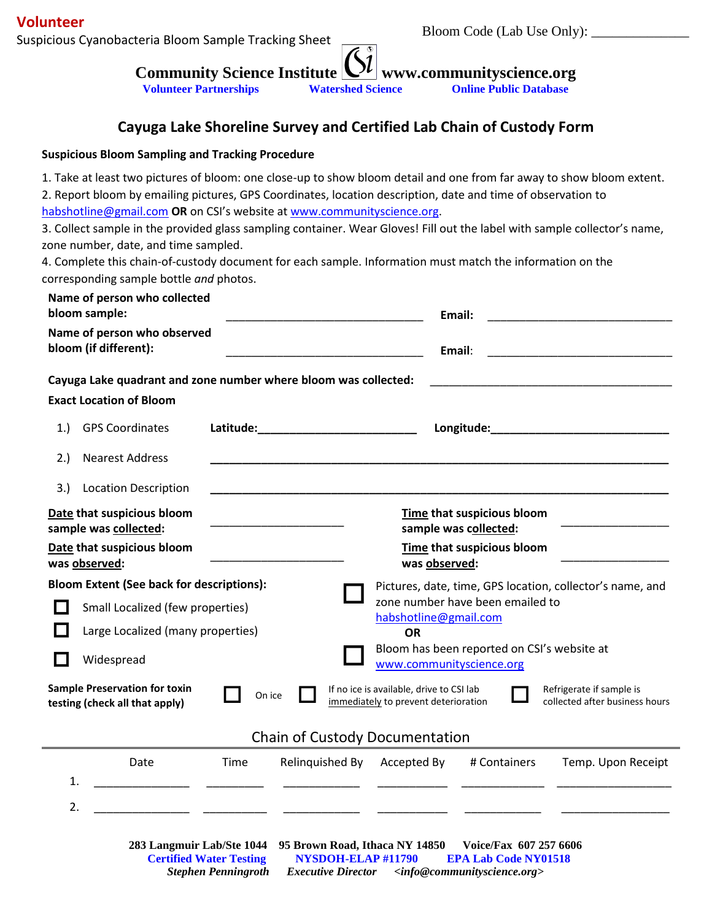**Volunteer**

Suspicious Cyanobacteria Bloom Sample Tracking Sheet

Bloom Code (Lab Use Only): _______________

**Community Science Institute** CSi **www.communityscience.org**

**Volunteer Partnerships** **Watershed Science** **Online Public Database**

## Cayuga Lake Shoreline Survey and Certified Lab Chain of Custody Form

### Suspicious Bloom Sampling and Tracking Procedure

1. Take at least two pictures of bloom: one close-up to show bloom detail and one from far away to show bloom extent.
2. Report bloom by emailing pictures, GPS Coordinates, location description, date and time of observation to habshotline@gmail.com **OR** on CSI's website at www.communityscience.org.
3. Collect sample in the provided glass sampling container. Wear Gloves! Fill out the label with sample collector's name, zone number, date, and time sampled.
4. Complete this chain-of-custody document for each sample. Information must match the information on the corresponding sample bottle *and* photos.

**Name of person who collected bloom sample:** ________________________________ **Email:** ______________________________

**Name of person who observed bloom (if different):** ________________________________ **Email:** ______________________________

**Cayuga Lake quadrant and zone number where bloom was collected:** ________________________________________

**Exact Location of Bloom**

1.) GPS Coordinates **Latitude:**__________________________ **Longitude:**_____________________________

2.) Nearest Address ___________________________________________________________________________

3.) Location Description ___________________________________________________________________________

**Date that suspicious bloom sample was collected:** ______________________ **Time that suspicious bloom sample was collected:** _________________

**Date that suspicious bloom was observed:** ______________________ **Time that suspicious bloom was observed:** _________________

**Bloom Extent (See back for descriptions):**

- ☐ Small Localized (few properties)
- ☐ Large Localized (many properties)
- ☐ Widespread

☐ Pictures, date, time, GPS location, collector's name, and zone number have been emailed to habshotline@gmail.com

**OR**

☐ Bloom has been reported on CSI's website at www.communityscience.org

**Sample Preservation for toxin testing (check all that apply)** ☐ On ice ☐ If no ice is available, drive to CSI lab immediately to prevent deterioration ☐ Refrigerate if sample is collected after business hours

### Chain of Custody Documentation

| | Date | Time | Relinquished By | Accepted By | # Containers | Temp. Upon Receipt |
|---|---|---|---|---|---|---|
| 1. | | | | | | |
| 2. | | | | | | |

**283 Langmuir Lab/Ste 1044 95 Brown Road, Ithaca NY 14850 Voice/Fax 607 257 6606**

**Certified Water Testing NYSDOH-ELAP #11790 EPA Lab Code NY01518**

***Stephen Penningroth Executive Director <info@communityscience.org>***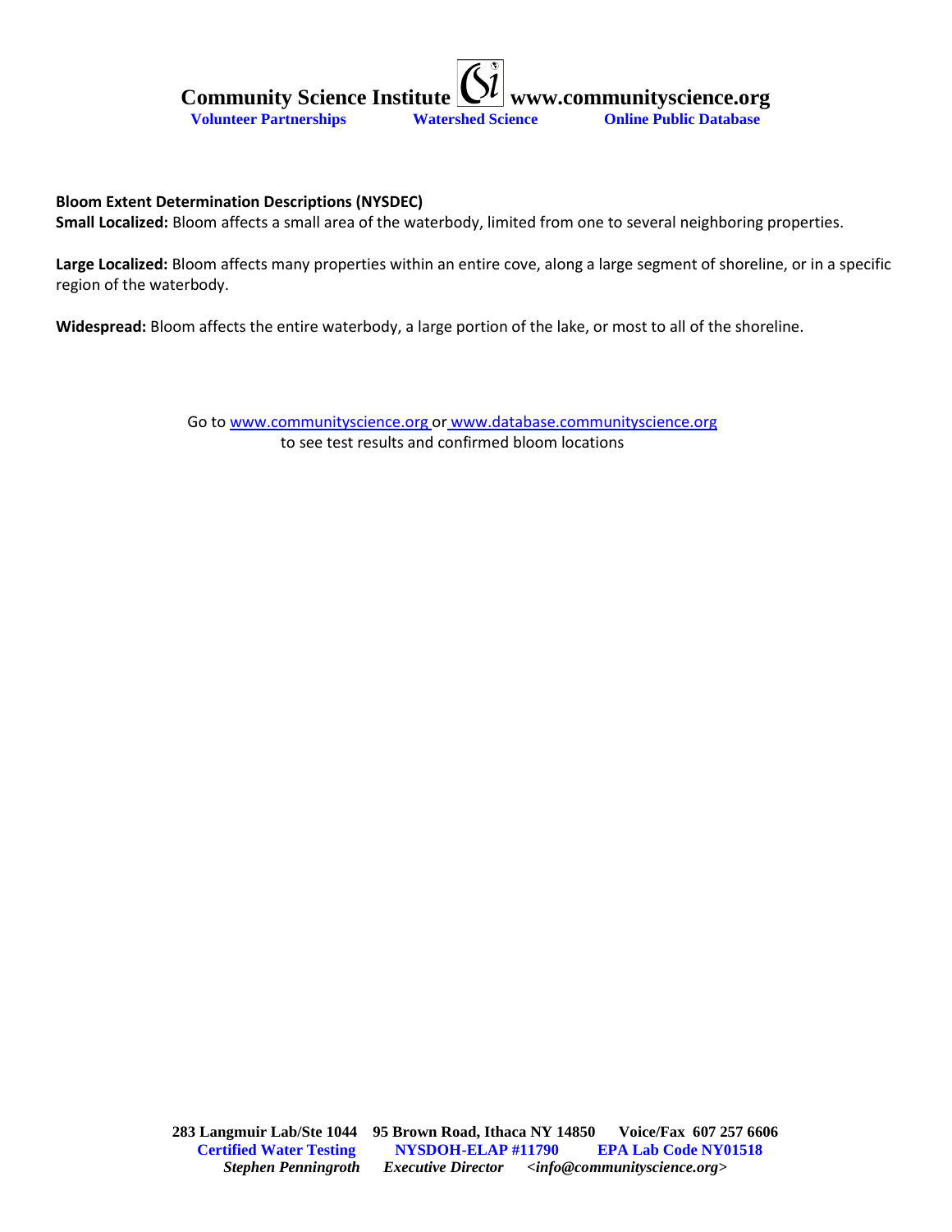**Bloom Extent Determination Descriptions (NYSDEC)**

**Small Localized:** Bloom affects a small area of the waterbody, limited from one to several neighboring properties.

**Large Localized:** Bloom affects many properties within an entire cove, along a large segment of shoreline, or in a specific region of the waterbody.

**Widespread:** Bloom affects the entire waterbody, a large portion of the lake, or most to all of the shoreline.

Go to [www.communityscience.org](http://www.communityscience.org) or [www.database.communityscience.org](http://www.database.communityscience.org) to see test results and confirmed bloom locations